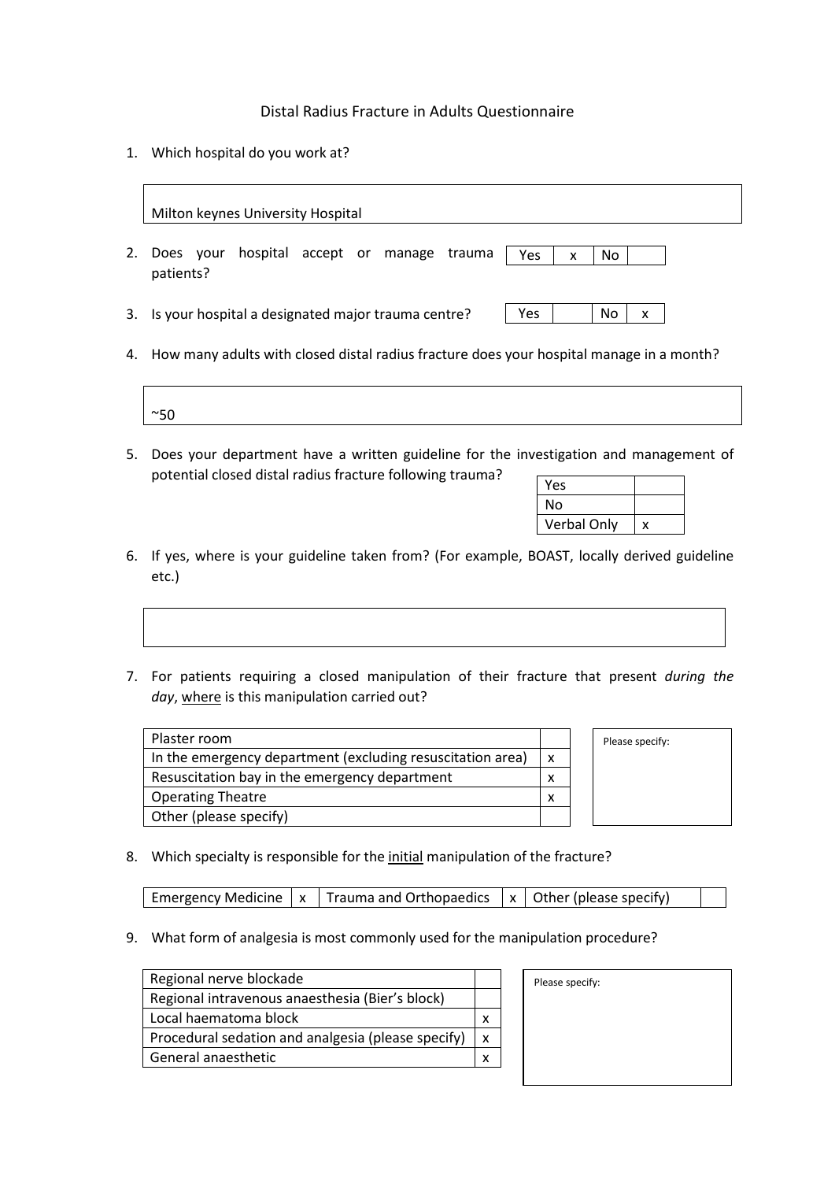Distal Radius Fracture in Adults Questionnaire

1. Which hospital do you work at?

| Milton keynes University Hospital |
|---|

2. Does your hospital accept or manage trauma patients?

| Yes | x | No | |
|---|---|---|---|

3. Is your hospital a designated major trauma centre?

| Yes | | No | x |
|---|---|---|---|

4. How many adults with closed distal radius fracture does your hospital manage in a month?

| ~50 |
|---|

5. Does your department have a written guideline for the investigation and management of potential closed distal radius fracture following trauma?

| | |
|---|---|
| Yes | |
| No | |
| Verbal Only | x |

6. If yes, where is your guideline taken from? (For example, BOAST, locally derived guideline etc.)

| |
|---|

7. For patients requiring a closed manipulation of their fracture that present *during the day*, where is this manipulation carried out?

| | |
|---|---|
| Plaster room | |
| In the emergency department (excluding resuscitation area) | x |
| Resuscitation bay in the emergency department | x |
| Operating Theatre | x |
| Other (please specify) | |

| Please specify: |
|---|

8. Which specialty is responsible for the initial manipulation of the fracture?

| Emergency Medicine | x | Trauma and Orthopaedics | x | Other (please specify) | |
|---|---|---|---|---|---|

9. What form of analgesia is most commonly used for the manipulation procedure?

| | |
|---|---|
| Regional nerve blockade | |
| Regional intravenous anaesthesia (Bier's block) | |
| Local haematoma block | x |
| Procedural sedation and analgesia (please specify) | x |
| General anaesthetic | x |

| Please specify: |
|---|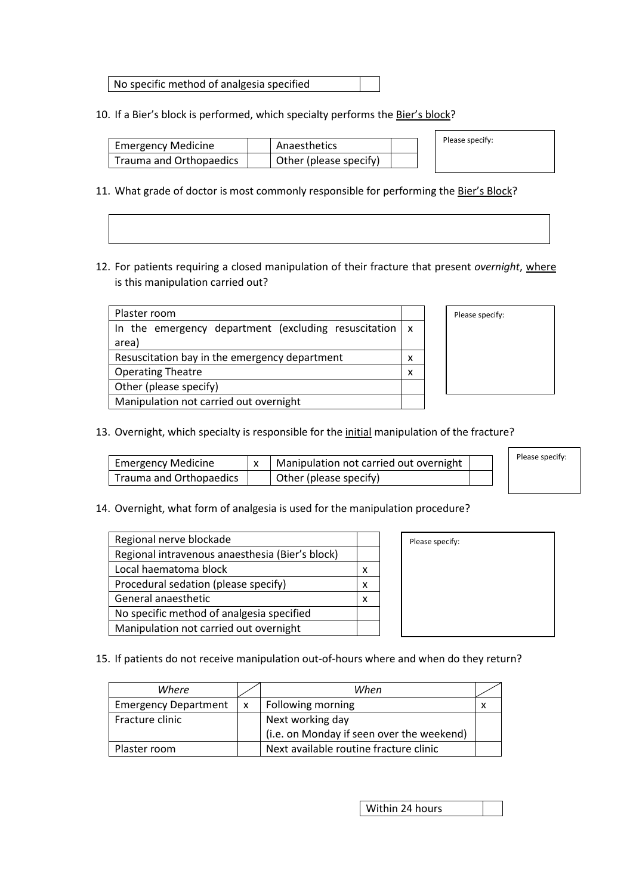| No specific method of analgesia specified | |
|---|---|

10. If a Bier's block is performed, which specialty performs the Bier's block?

| Emergency Medicine | | Anaesthetics | |
|---|---|---|---|
| Trauma and Orthopaedics | | Other (please specify) | |

Please specify:

11. What grade of doctor is most commonly responsible for performing the Bier's Block?

12. For patients requiring a closed manipulation of their fracture that present *overnight*, where is this manipulation carried out?

| Plaster room | |
|---|---|
| In the emergency department (excluding resuscitation area) | x |
| Resuscitation bay in the emergency department | x |
| Operating Theatre | x |
| Other (please specify) | |
| Manipulation not carried out overnight | |

Please specify:

13. Overnight, which specialty is responsible for the initial manipulation of the fracture?

| Emergency Medicine | x | Manipulation not carried out overnight | |
|---|---|---|---|
| Trauma and Orthopaedics | | Other (please specify) | |

Please specify:

14. Overnight, what form of analgesia is used for the manipulation procedure?

| Regional nerve blockade | |
|---|---|
| Regional intravenous anaesthesia (Bier's block) | |
| Local haematoma block | x |
| Procedural sedation (please specify) | x |
| General anaesthetic | x |
| No specific method of analgesia specified | |
| Manipulation not carried out overnight | |

Please specify:

15. If patients do not receive manipulation out-of-hours where and when do they return?

| *Where* | | *When* | |
|---|---|---|---|
| Emergency Department | x | Following morning | x |
| Fracture clinic | | Next working day (i.e. on Monday if seen over the weekend) | |
| Plaster room | | Next available routine fracture clinic | |

| Within 24 hours | |
|---|---|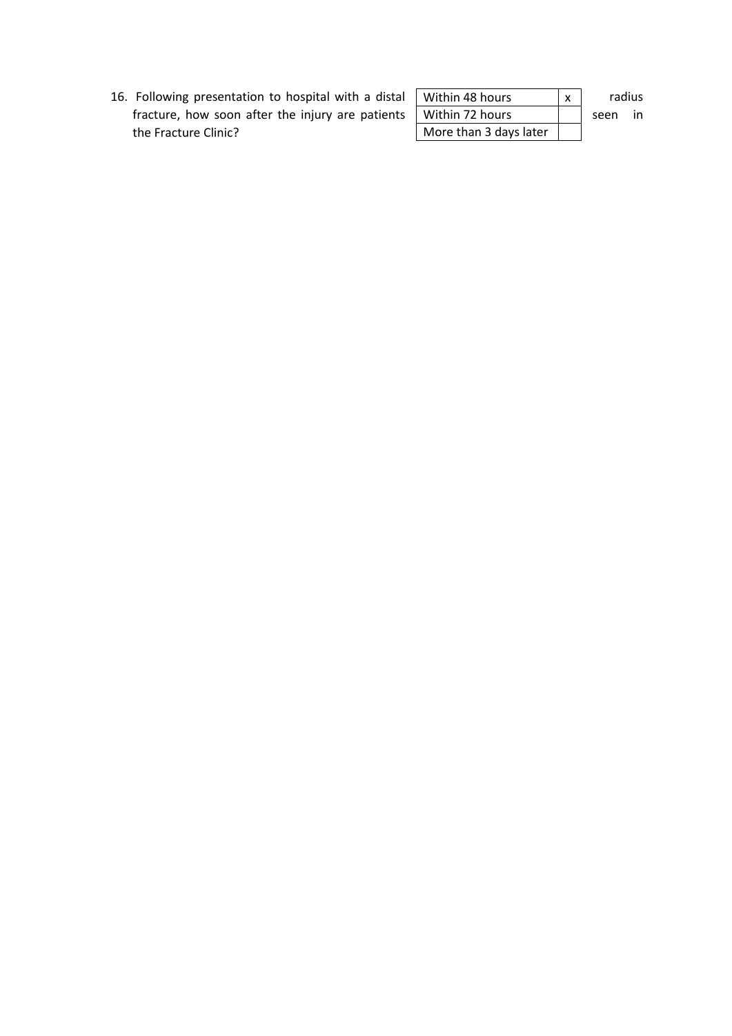16. Following presentation to hospital with a distal radius fracture, how soon after the injury are patients seen in the Fracture Clinic?

| | |
|---|---|
| Within 48 hours | x |
| Within 72 hours | |
| More than 3 days later | |